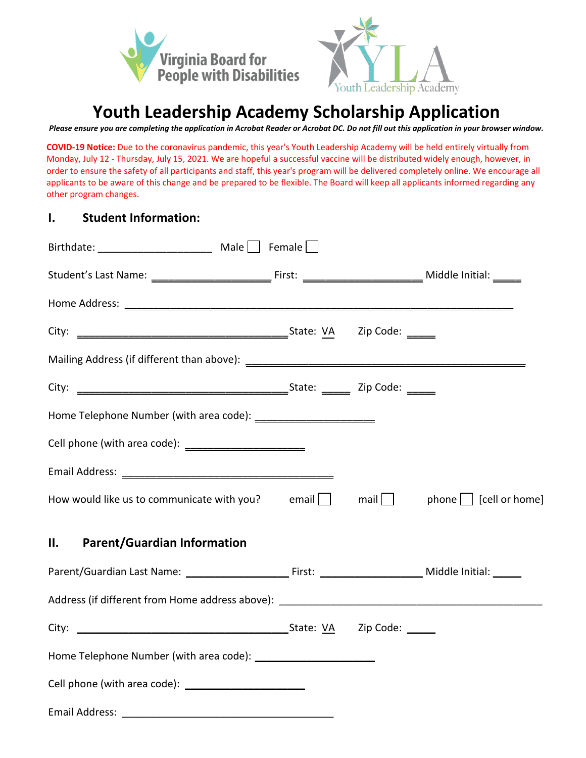Virginia Board for People with Disabilities

Youth Leadership Academy

# Youth Leadership Academy Scholarship Application

***Please ensure you are completing the application in Acrobat Reader or Acrobat DC. Do not fill out this application in your browser window.***

**COVID-19 Notice:** Due to the coronavirus pandemic, this year's Youth Leadership Academy will be held entirely virtually from Monday, July 12 - Thursday, July 15, 2021. We are hopeful a successful vaccine will be distributed widely enough, however, in order to ensure the safety of all participants and staff, this year's program will be delivered completely online. We encourage all applicants to be aware of this change and be prepared to be flexible. The Board will keep all applicants informed regarding any other program changes.

## I. Student Information:

Birthdate: ____________________ Male ☐ Female ☐

Student's Last Name: ____________________ First: ____________________ Middle Initial: _____

Home Address: ______________________________________________________________________

City: ______________________________________ State: VA Zip Code: _____

Mailing Address (if different than above): __________________________________________________

City: ______________________________________ State: _____ Zip Code: _____

Home Telephone Number (with area code): ____________________

Cell phone (with area code): ____________________

Email Address: ______________________________________

How would like us to communicate with you? email ☐ mail ☐ phone ☐ [cell or home]

## II. Parent/Guardian Information

Parent/Guardian Last Name: __________________ First: __________________ Middle Initial: _____

Address (if different from Home address above): _______________________________________________

City: ______________________________________ State: VA Zip Code: _____

Home Telephone Number (with area code): ____________________

Cell phone (with area code): ____________________

Email Address: ______________________________________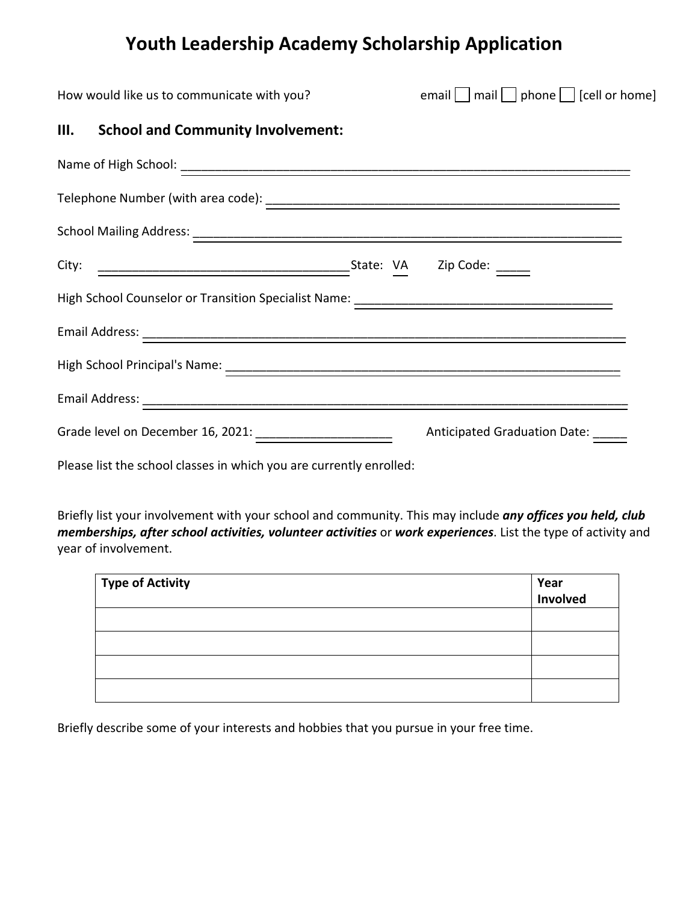# Youth Leadership Academy Scholarship Application

How would like us to communicate with you? email ☐ mail ☐ phone ☐ [cell or home]

## III. School and Community Involvement:

Name of High School: ____________________________________________________________________

Telephone Number (with area code): ____________________________________________________

School Mailing Address: _______________________________________________________________

City: _____________________________________ State: VA Zip Code: _____

High School Counselor or Transition Specialist Name: ______________________________________

Email Address: ________________________________________________________________________

High School Principal's Name: __________________________________________________________

Email Address: ________________________________________________________________________

Grade level on December 16, 2021: ____________________ Anticipated Graduation Date: _____

Please list the school classes in which you are currently enrolled:

Briefly list your involvement with your school and community. This may include ***any offices you held, club memberships, after school activities, volunteer activities*** or ***work experiences***. List the type of activity and year of involvement.

| Type of Activity | Year Involved |
|---|---|
| | |
| | |
| | |
| | |

Briefly describe some of your interests and hobbies that you pursue in your free time.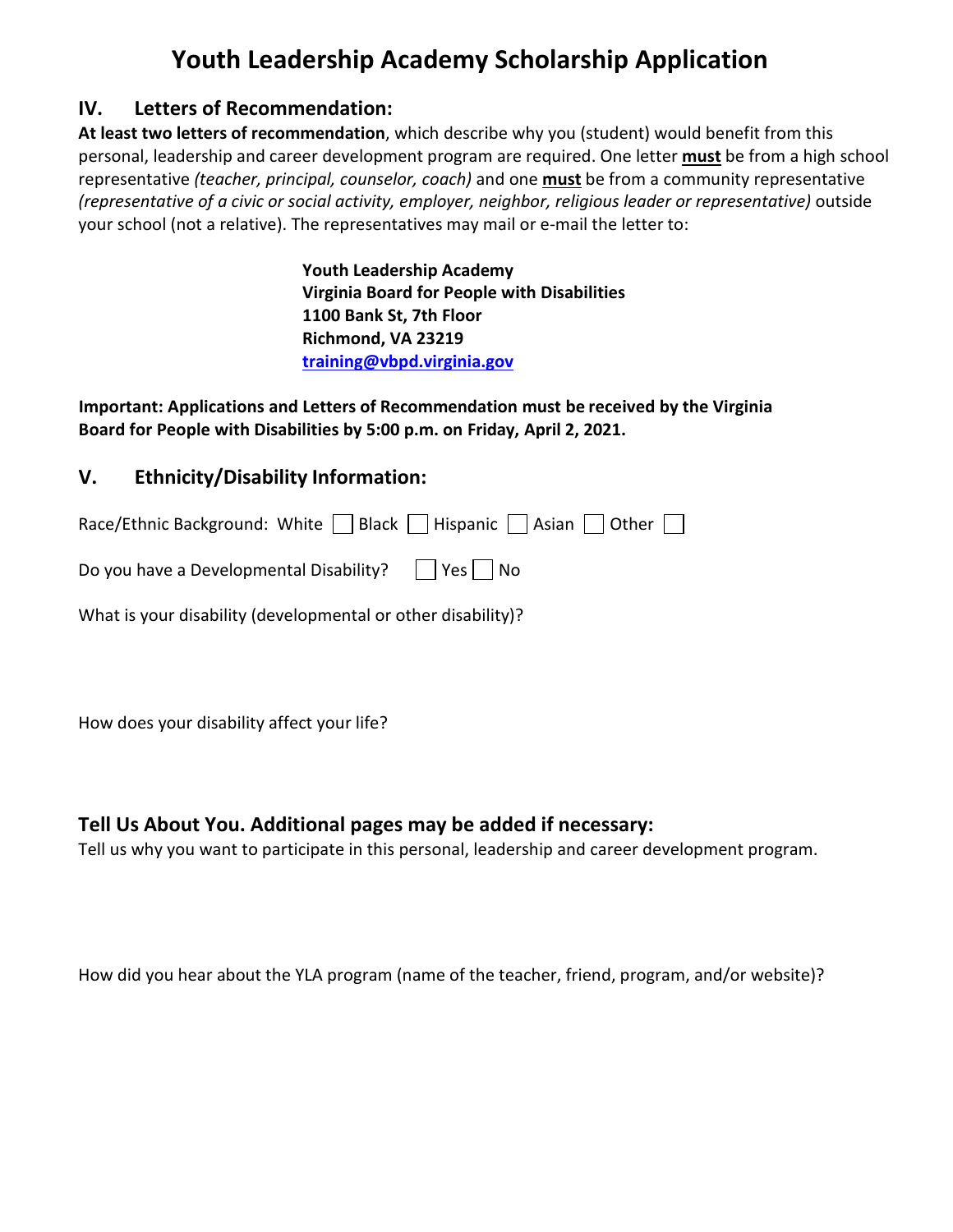# Youth Leadership Academy Scholarship Application

## IV. Letters of Recommendation:

**At least two letters of recommendation**, which describe why you (student) would benefit from this personal, leadership and career development program are required. One letter **must** be from a high school representative *(teacher, principal, counselor, coach)* and one **must** be from a community representative *(representative of a civic or social activity, employer, neighbor, religious leader or representative)* outside your school (not a relative). The representatives may mail or e-mail the letter to:

**Youth Leadership Academy**
**Virginia Board for People with Disabilities**
**1100 Bank St, 7th Floor**
**Richmond, VA 23219**
**training@vbpd.virginia.gov**

**Important: Applications and Letters of Recommendation must be received by the Virginia Board for People with Disabilities by 5:00 p.m. on Friday, April 2, 2021.**

## V. Ethnicity/Disability Information:

Race/Ethnic Background: White ☐ Black ☐ Hispanic ☐ Asian ☐ Other ☐

Do you have a Developmental Disability? ☐ Yes ☐ No

What is your disability (developmental or other disability)?

How does your disability affect your life?

## Tell Us About You. Additional pages may be added if necessary:

Tell us why you want to participate in this personal, leadership and career development program.

How did you hear about the YLA program (name of the teacher, friend, program, and/or website)?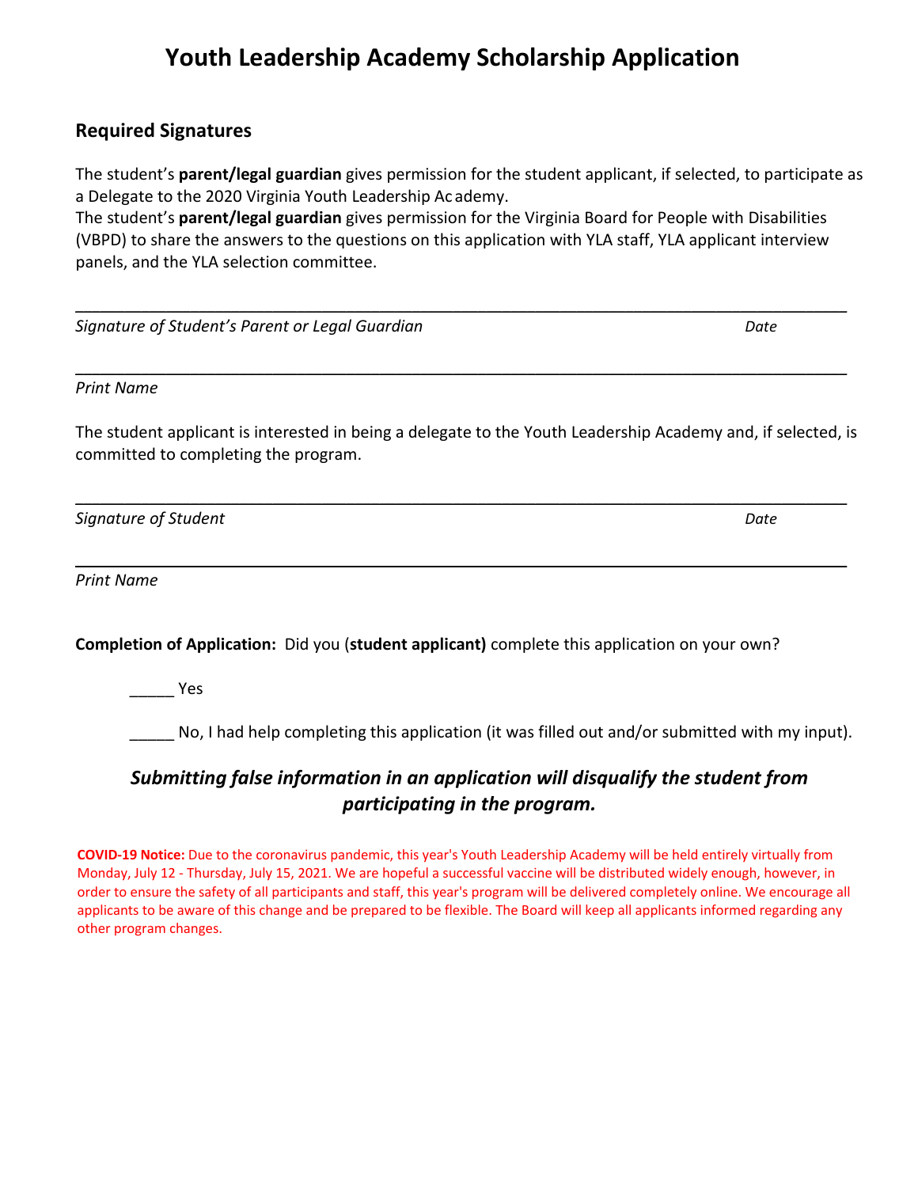# Youth Leadership Academy Scholarship Application

## Required Signatures

The student's **parent/legal guardian** gives permission for the student applicant, if selected, to participate as a Delegate to the 2020 Virginia Youth Leadership Academy.
The student's **parent/legal guardian** gives permission for the Virginia Board for People with Disabilities (VBPD) to share the answers to the questions on this application with YLA staff, YLA applicant interview panels, and the YLA selection committee.

_______________________________________________________________________________

*Signature of Student's Parent or Legal Guardian* *Date*

_______________________________________________________________________________

*Print Name*

The student applicant is interested in being a delegate to the Youth Leadership Academy and, if selected, is committed to completing the program.

_______________________________________________________________________________

*Signature of Student* *Date*

_______________________________________________________________________________

*Print Name*

**Completion of Application:** Did you (**student applicant)** complete this application on your own?

_____ Yes

_____ No, I had help completing this application (it was filled out and/or submitted with my input).

***Submitting false information in an application will disqualify the student from participating in the program.***

**COVID-19 Notice:** Due to the coronavirus pandemic, this year's Youth Leadership Academy will be held entirely virtually from Monday, July 12 - Thursday, July 15, 2021. We are hopeful a successful vaccine will be distributed widely enough, however, in order to ensure the safety of all participants and staff, this year's program will be delivered completely online. We encourage all applicants to be aware of this change and be prepared to be flexible. The Board will keep all applicants informed regarding any other program changes.